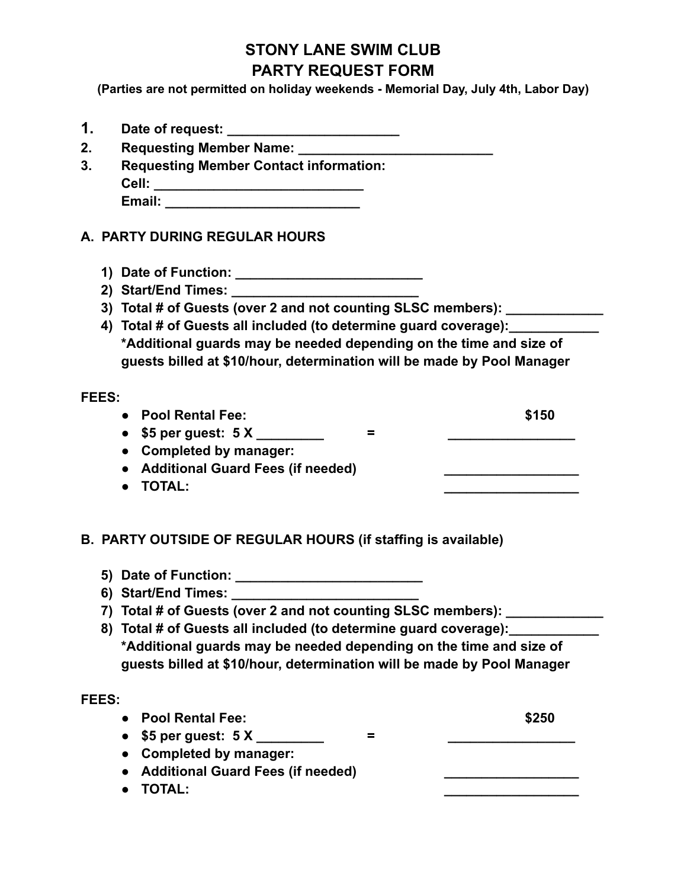# STONY LANE SWIM CLUB
# PARTY REQUEST FORM

**(Parties are not permitted on holiday weekends - Memorial Day, July 4th, Labor Day)**

1. **Date of request: ______________________**
2. **Requesting Member Name: _________________________**
3. **Requesting Member Contact information:**
   **Cell: __________________________**
   **Email: _________________________**

## A. PARTY DURING REGULAR HOURS

1) **Date of Function: ________________________**
2) **Start/End Times: ________________________**
3) **Total # of Guests (over 2 and not counting SLSC members): ____________**
4) **Total # of Guests all included (to determine guard coverage):___________**
   **\*Additional guards may be needed depending on the time and size of guests billed at $10/hour, determination will be made by Pool Manager**

**FEES:**

- **Pool Rental Fee:** **$150**
- **$5 per guest: 5 X ________ = ________________**
- **Completed by manager:**
- **Additional Guard Fees (if needed)** **_________________**
- **TOTAL:** **_________________**

## B. PARTY OUTSIDE OF REGULAR HOURS (if staffing is available)

5) **Date of Function: ________________________**
6) **Start/End Times: ________________________**
7) **Total # of Guests (over 2 and not counting SLSC members): ____________**
8) **Total # of Guests all included (to determine guard coverage):___________**
   **\*Additional guards may be needed depending on the time and size of guests billed at $10/hour, determination will be made by Pool Manager**

**FEES:**

- **Pool Rental Fee:** **$250**
- **$5 per guest: 5 X ________ = ________________**
- **Completed by manager:**
- **Additional Guard Fees (if needed)** **_________________**
- **TOTAL:** **_________________**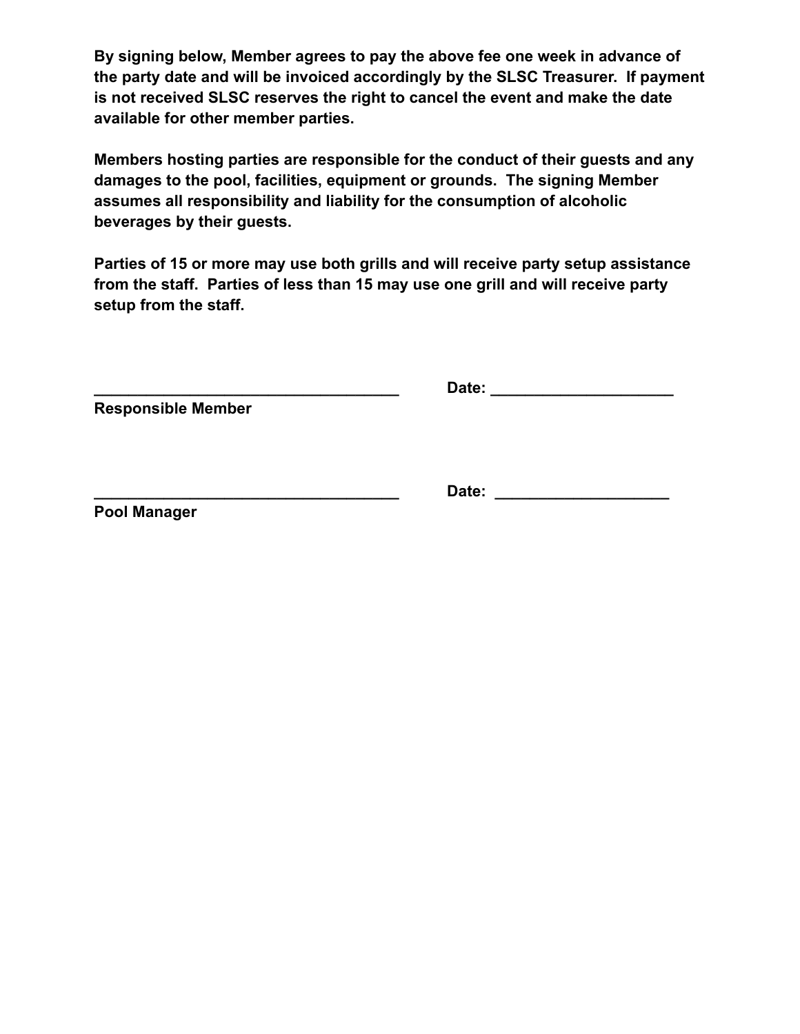**By signing below, Member agrees to pay the above fee one week in advance of the party date and will be invoiced accordingly by the SLSC Treasurer. If payment is not received SLSC reserves the right to cancel the event and make the date available for other member parties.**

**Members hosting parties are responsible for the conduct of their guests and any damages to the pool, facilities, equipment or grounds. The signing Member assumes all responsibility and liability for the consumption of alcoholic beverages by their guests.**

**Parties of 15 or more may use both grills and will receive party setup assistance from the staff. Parties of less than 15 may use one grill and will receive party setup from the staff.**

**___________________________________ Date: _____________________**
**Responsible Member**

**___________________________________ Date: ____________________**
**Pool Manager**